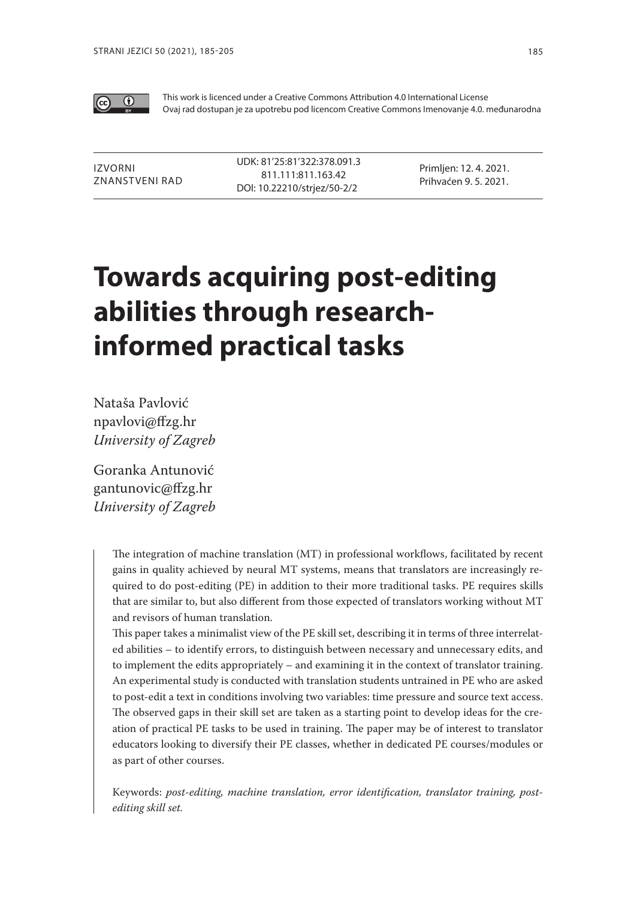This work is licenced under a Creative Commons Attribution 4.0 International License
Ovaj rad dostupan je za upotrebu pod licencom Creative Commons Imenovanje 4.0. međunarodna

| IZVORNI ZNANSTVENI RAD | UDK: 81'25:81'322:378.091.3 811.111:811.163.42 DOI: 10.22210/strjez/50-2/2 | Primljen: 12. 4. 2021. Prihvaćen 9. 5. 2021. |
|---|---|---|

# Towards acquiring post-editing abilities through research-informed practical tasks

Nataša Pavlović
npavlovi@ffzg.hr
*University of Zagreb*

Goranka Antunović
gantunovic@ffzg.hr
*University of Zagreb*

The integration of machine translation (MT) in professional workflows, facilitated by recent gains in quality achieved by neural MT systems, means that translators are increasingly required to do post-editing (PE) in addition to their more traditional tasks. PE requires skills that are similar to, but also different from those expected of translators working without MT and revisors of human translation.

This paper takes a minimalist view of the PE skill set, describing it in terms of three interrelated abilities – to identify errors, to distinguish between necessary and unnecessary edits, and to implement the edits appropriately – and examining it in the context of translator training. An experimental study is conducted with translation students untrained in PE who are asked to post-edit a text in conditions involving two variables: time pressure and source text access. The observed gaps in their skill set are taken as a starting point to develop ideas for the creation of practical PE tasks to be used in training. The paper may be of interest to translator educators looking to diversify their PE classes, whether in dedicated PE courses/modules or as part of other courses.

Keywords: *post-editing, machine translation, error identification, translator training, post-editing skill set.*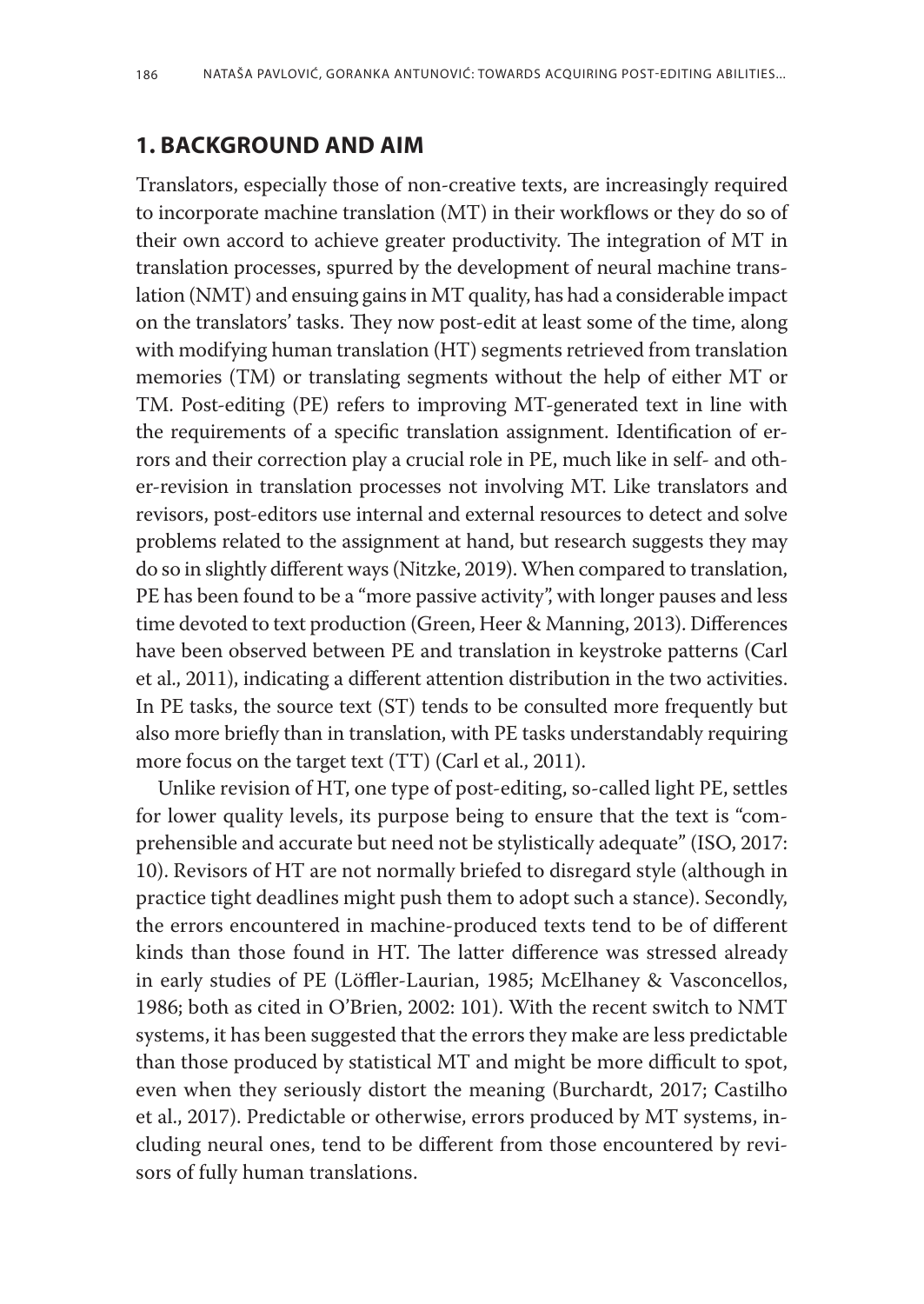## 1. BACKGROUND AND AIM

Translators, especially those of non-creative texts, are increasingly required to incorporate machine translation (MT) in their workflows or they do so of their own accord to achieve greater productivity. The integration of MT in translation processes, spurred by the development of neural machine translation (NMT) and ensuing gains in MT quality, has had a considerable impact on the translators' tasks. They now post-edit at least some of the time, along with modifying human translation (HT) segments retrieved from translation memories (TM) or translating segments without the help of either MT or TM. Post-editing (PE) refers to improving MT-generated text in line with the requirements of a specific translation assignment. Identification of errors and their correction play a crucial role in PE, much like in self- and other-revision in translation processes not involving MT. Like translators and revisors, post-editors use internal and external resources to detect and solve problems related to the assignment at hand, but research suggests they may do so in slightly different ways (Nitzke, 2019). When compared to translation, PE has been found to be a "more passive activity", with longer pauses and less time devoted to text production (Green, Heer & Manning, 2013). Differences have been observed between PE and translation in keystroke patterns (Carl et al., 2011), indicating a different attention distribution in the two activities. In PE tasks, the source text (ST) tends to be consulted more frequently but also more briefly than in translation, with PE tasks understandably requiring more focus on the target text (TT) (Carl et al., 2011).

Unlike revision of HT, one type of post-editing, so-called light PE, settles for lower quality levels, its purpose being to ensure that the text is "comprehensible and accurate but need not be stylistically adequate" (ISO, 2017: 10). Revisors of HT are not normally briefed to disregard style (although in practice tight deadlines might push them to adopt such a stance). Secondly, the errors encountered in machine-produced texts tend to be of different kinds than those found in HT. The latter difference was stressed already in early studies of PE (Löffler-Laurian, 1985; McElhaney & Vasconcellos, 1986; both as cited in O'Brien, 2002: 101). With the recent switch to NMT systems, it has been suggested that the errors they make are less predictable than those produced by statistical MT and might be more difficult to spot, even when they seriously distort the meaning (Burchardt, 2017; Castilho et al., 2017). Predictable or otherwise, errors produced by MT systems, including neural ones, tend to be different from those encountered by revisors of fully human translations.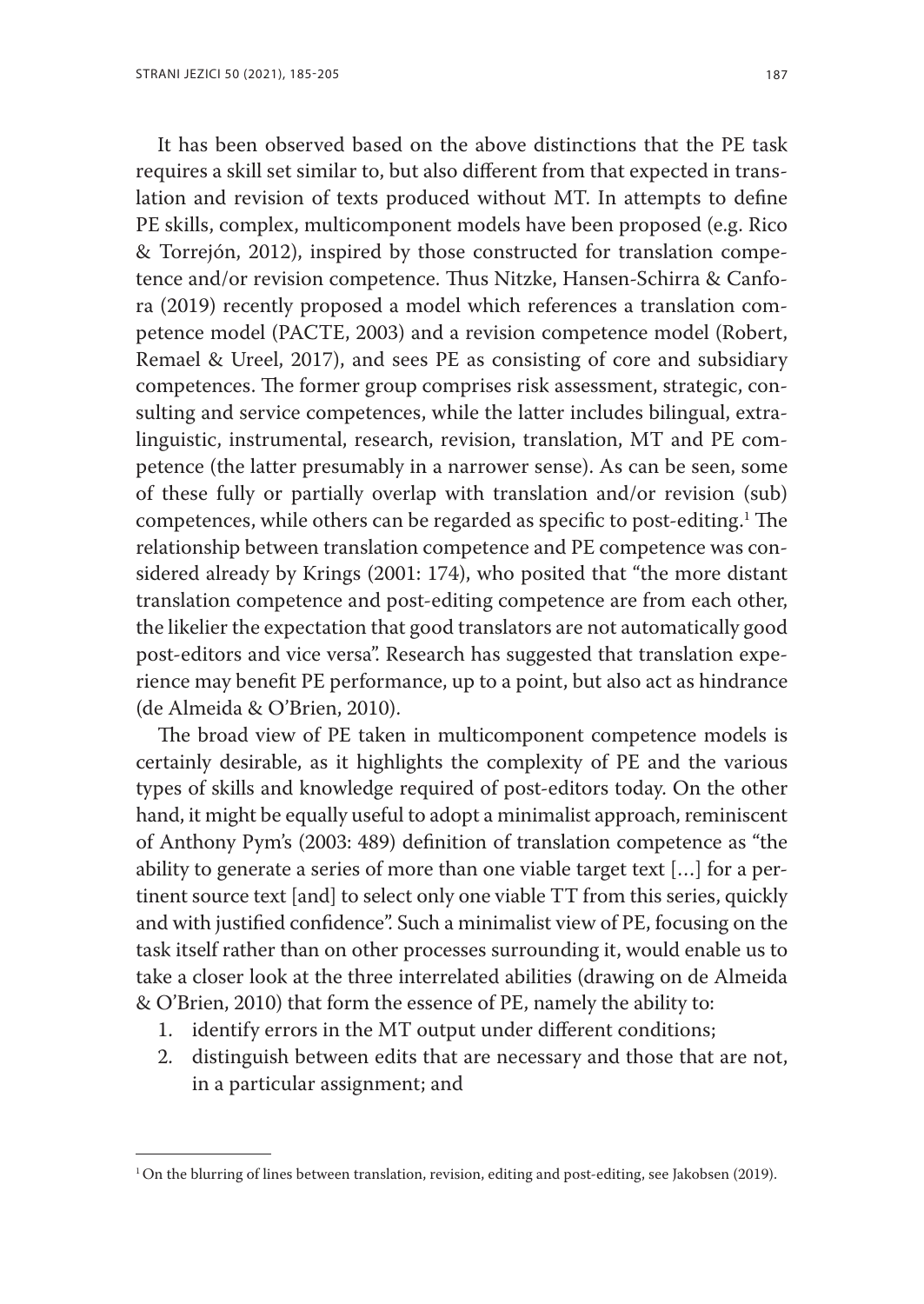It has been observed based on the above distinctions that the PE task requires a skill set similar to, but also different from that expected in translation and revision of texts produced without MT. In attempts to define PE skills, complex, multicomponent models have been proposed (e.g. Rico & Torrejón, 2012), inspired by those constructed for translation competence and/or revision competence. Thus Nitzke, Hansen-Schirra & Canfora (2019) recently proposed a model which references a translation competence model (PACTE, 2003) and a revision competence model (Robert, Remael & Ureel, 2017), and sees PE as consisting of core and subsidiary competences. The former group comprises risk assessment, strategic, consulting and service competences, while the latter includes bilingual, extralinguistic, instrumental, research, revision, translation, MT and PE competence (the latter presumably in a narrower sense). As can be seen, some of these fully or partially overlap with translation and/or revision (sub) competences, while others can be regarded as specific to post-editing.[1] The relationship between translation competence and PE competence was considered already by Krings (2001: 174), who posited that "the more distant translation competence and post-editing competence are from each other, the likelier the expectation that good translators are not automatically good post-editors and vice versa". Research has suggested that translation experience may benefit PE performance, up to a point, but also act as hindrance (de Almeida & O'Brien, 2010).

The broad view of PE taken in multicomponent competence models is certainly desirable, as it highlights the complexity of PE and the various types of skills and knowledge required of post-editors today. On the other hand, it might be equally useful to adopt a minimalist approach, reminiscent of Anthony Pym's (2003: 489) definition of translation competence as "the ability to generate a series of more than one viable target text […] for a pertinent source text [and] to select only one viable TT from this series, quickly and with justified confidence". Such a minimalist view of PE, focusing on the task itself rather than on other processes surrounding it, would enable us to take a closer look at the three interrelated abilities (drawing on de Almeida & O'Brien, 2010) that form the essence of PE, namely the ability to:

1. identify errors in the MT output under different conditions;
2. distinguish between edits that are necessary and those that are not, in a particular assignment; and

[1] On the blurring of lines between translation, revision, editing and post-editing, see Jakobsen (2019).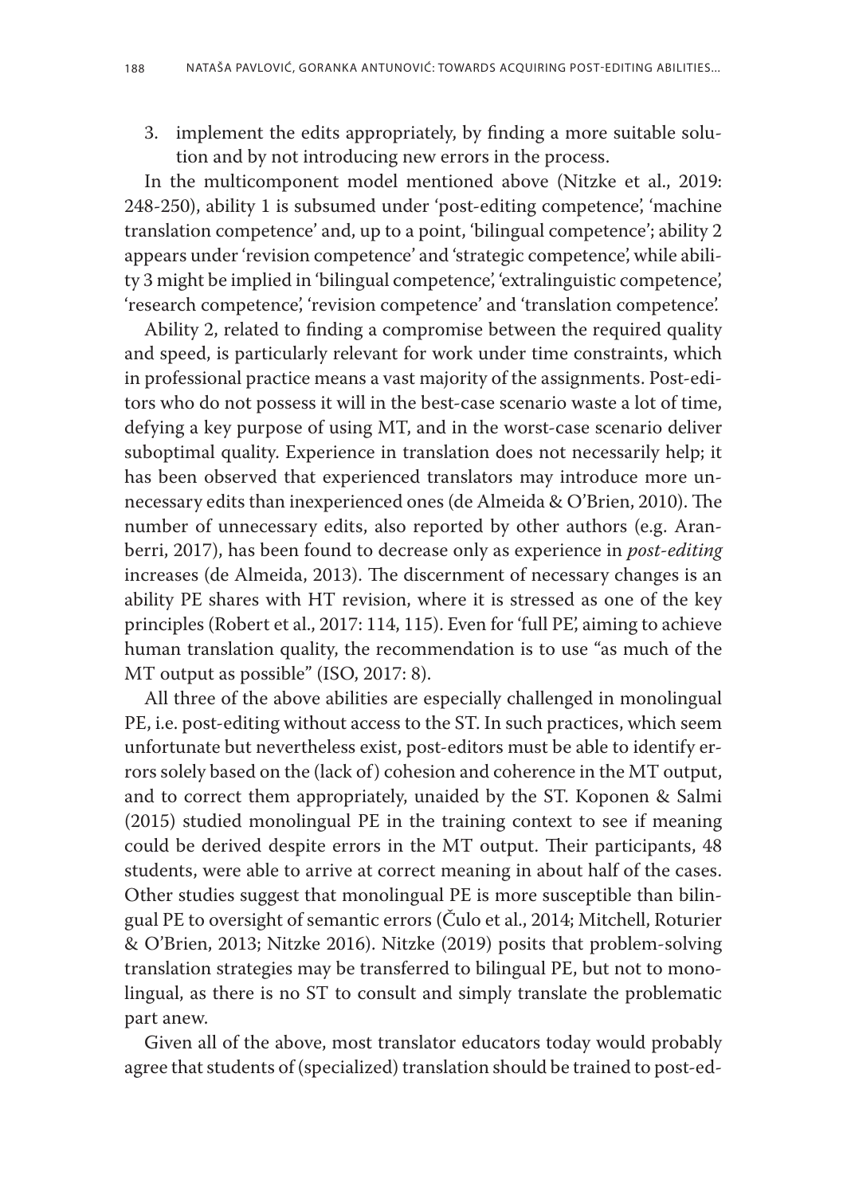3. implement the edits appropriately, by finding a more suitable solution and by not introducing new errors in the process.

In the multicomponent model mentioned above (Nitzke et al., 2019: 248-250), ability 1 is subsumed under 'post-editing competence', 'machine translation competence' and, up to a point, 'bilingual competence'; ability 2 appears under 'revision competence' and 'strategic competence', while ability 3 might be implied in 'bilingual competence', 'extralinguistic competence', 'research competence', 'revision competence' and 'translation competence'.

Ability 2, related to finding a compromise between the required quality and speed, is particularly relevant for work under time constraints, which in professional practice means a vast majority of the assignments. Post-editors who do not possess it will in the best-case scenario waste a lot of time, defying a key purpose of using MT, and in the worst-case scenario deliver suboptimal quality. Experience in translation does not necessarily help; it has been observed that experienced translators may introduce more unnecessary edits than inexperienced ones (de Almeida & O'Brien, 2010). The number of unnecessary edits, also reported by other authors (e.g. Aranberri, 2017), has been found to decrease only as experience in *post-editing* increases (de Almeida, 2013). The discernment of necessary changes is an ability PE shares with HT revision, where it is stressed as one of the key principles (Robert et al., 2017: 114, 115). Even for 'full PE', aiming to achieve human translation quality, the recommendation is to use "as much of the MT output as possible" (ISO, 2017: 8).

All three of the above abilities are especially challenged in monolingual PE, i.e. post-editing without access to the ST. In such practices, which seem unfortunate but nevertheless exist, post-editors must be able to identify errors solely based on the (lack of) cohesion and coherence in the MT output, and to correct them appropriately, unaided by the ST. Koponen & Salmi (2015) studied monolingual PE in the training context to see if meaning could be derived despite errors in the MT output. Their participants, 48 students, were able to arrive at correct meaning in about half of the cases. Other studies suggest that monolingual PE is more susceptible than bilingual PE to oversight of semantic errors (Čulo et al., 2014; Mitchell, Roturier & O'Brien, 2013; Nitzke 2016). Nitzke (2019) posits that problem-solving translation strategies may be transferred to bilingual PE, but not to monolingual, as there is no ST to consult and simply translate the problematic part anew.

Given all of the above, most translator educators today would probably agree that students of (specialized) translation should be trained to post-ed-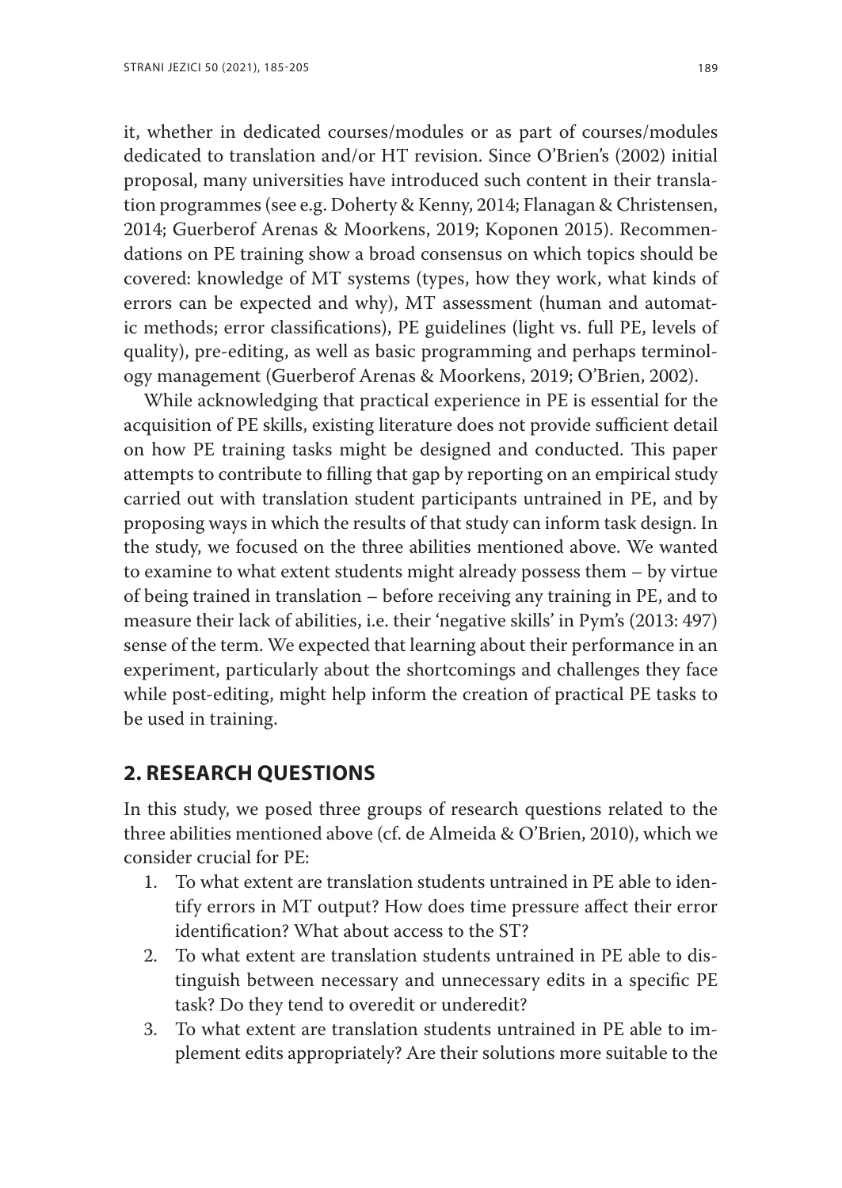it, whether in dedicated courses/modules or as part of courses/modules dedicated to translation and/or HT revision. Since O'Brien's (2002) initial proposal, many universities have introduced such content in their translation programmes (see e.g. Doherty & Kenny, 2014; Flanagan & Christensen, 2014; Guerberof Arenas & Moorkens, 2019; Koponen 2015). Recommendations on PE training show a broad consensus on which topics should be covered: knowledge of MT systems (types, how they work, what kinds of errors can be expected and why), MT assessment (human and automatic methods; error classifications), PE guidelines (light vs. full PE, levels of quality), pre-editing, as well as basic programming and perhaps terminology management (Guerberof Arenas & Moorkens, 2019; O'Brien, 2002).

While acknowledging that practical experience in PE is essential for the acquisition of PE skills, existing literature does not provide sufficient detail on how PE training tasks might be designed and conducted. This paper attempts to contribute to filling that gap by reporting on an empirical study carried out with translation student participants untrained in PE, and by proposing ways in which the results of that study can inform task design. In the study, we focused on the three abilities mentioned above. We wanted to examine to what extent students might already possess them – by virtue of being trained in translation – before receiving any training in PE, and to measure their lack of abilities, i.e. their 'negative skills' in Pym's (2013: 497) sense of the term. We expected that learning about their performance in an experiment, particularly about the shortcomings and challenges they face while post-editing, might help inform the creation of practical PE tasks to be used in training.

## 2. RESEARCH QUESTIONS

In this study, we posed three groups of research questions related to the three abilities mentioned above (cf. de Almeida & O'Brien, 2010), which we consider crucial for PE:

1. To what extent are translation students untrained in PE able to identify errors in MT output? How does time pressure affect their error identification? What about access to the ST?
2. To what extent are translation students untrained in PE able to distinguish between necessary and unnecessary edits in a specific PE task? Do they tend to overedit or underedit?
3. To what extent are translation students untrained in PE able to implement edits appropriately? Are their solutions more suitable to the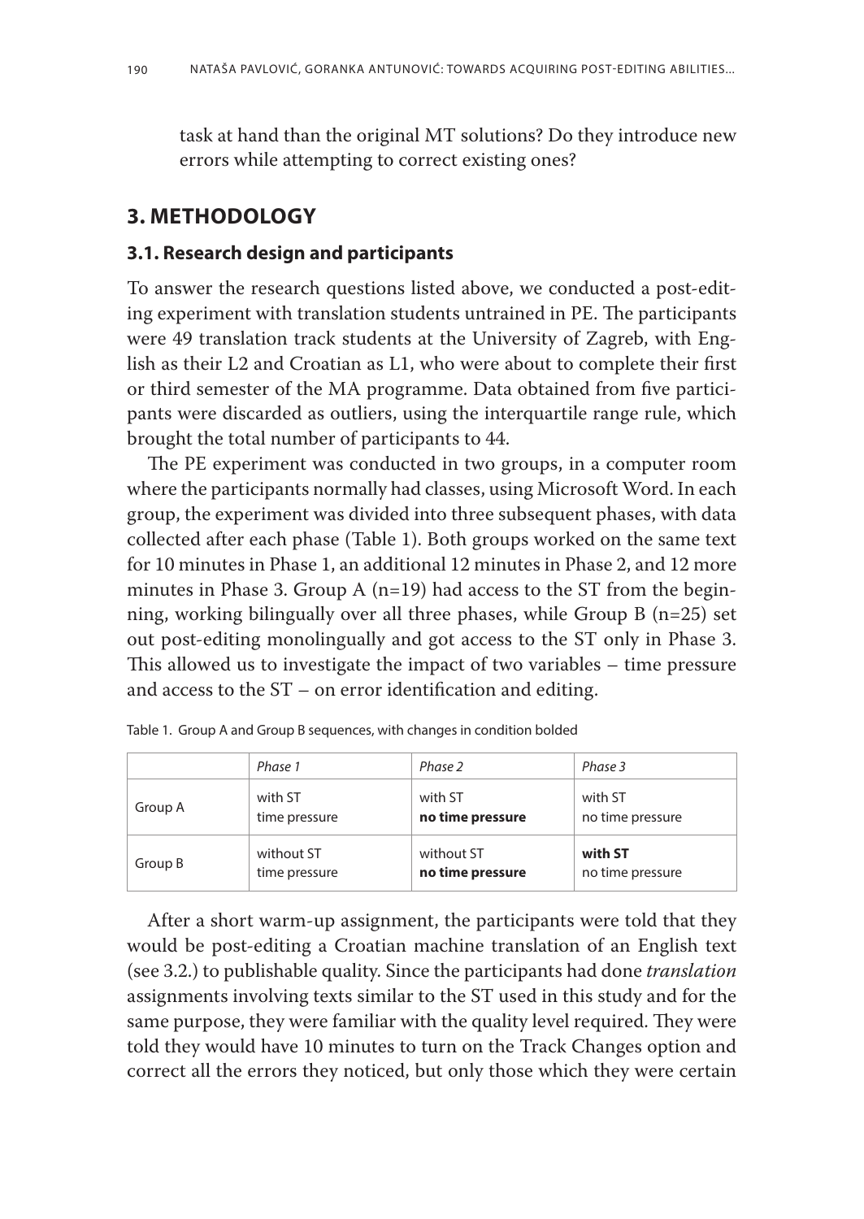task at hand than the original MT solutions? Do they introduce new errors while attempting to correct existing ones?

## 3. METHODOLOGY

### 3.1. Research design and participants

To answer the research questions listed above, we conducted a post-editing experiment with translation students untrained in PE. The participants were 49 translation track students at the University of Zagreb, with English as their L2 and Croatian as L1, who were about to complete their first or third semester of the MA programme. Data obtained from five participants were discarded as outliers, using the interquartile range rule, which brought the total number of participants to 44.

The PE experiment was conducted in two groups, in a computer room where the participants normally had classes, using Microsoft Word. In each group, the experiment was divided into three subsequent phases, with data collected after each phase (Table 1). Both groups worked on the same text for 10 minutes in Phase 1, an additional 12 minutes in Phase 2, and 12 more minutes in Phase 3. Group A (n=19) had access to the ST from the beginning, working bilingually over all three phases, while Group B (n=25) set out post-editing monolingually and got access to the ST only in Phase 3. This allowed us to investigate the impact of two variables – time pressure and access to the ST – on error identification and editing.

Table 1. Group A and Group B sequences, with changes in condition bolded

| | *Phase 1* | *Phase 2* | *Phase 3* |
|---|---|---|---|
| Group A | with ST<br>time pressure | with ST<br>**no time pressure** | with ST<br>no time pressure |
| Group B | without ST<br>time pressure | without ST<br>**no time pressure** | **with ST**<br>no time pressure |

After a short warm-up assignment, the participants were told that they would be post-editing a Croatian machine translation of an English text (see 3.2.) to publishable quality. Since the participants had done *translation* assignments involving texts similar to the ST used in this study and for the same purpose, they were familiar with the quality level required. They were told they would have 10 minutes to turn on the Track Changes option and correct all the errors they noticed, but only those which they were certain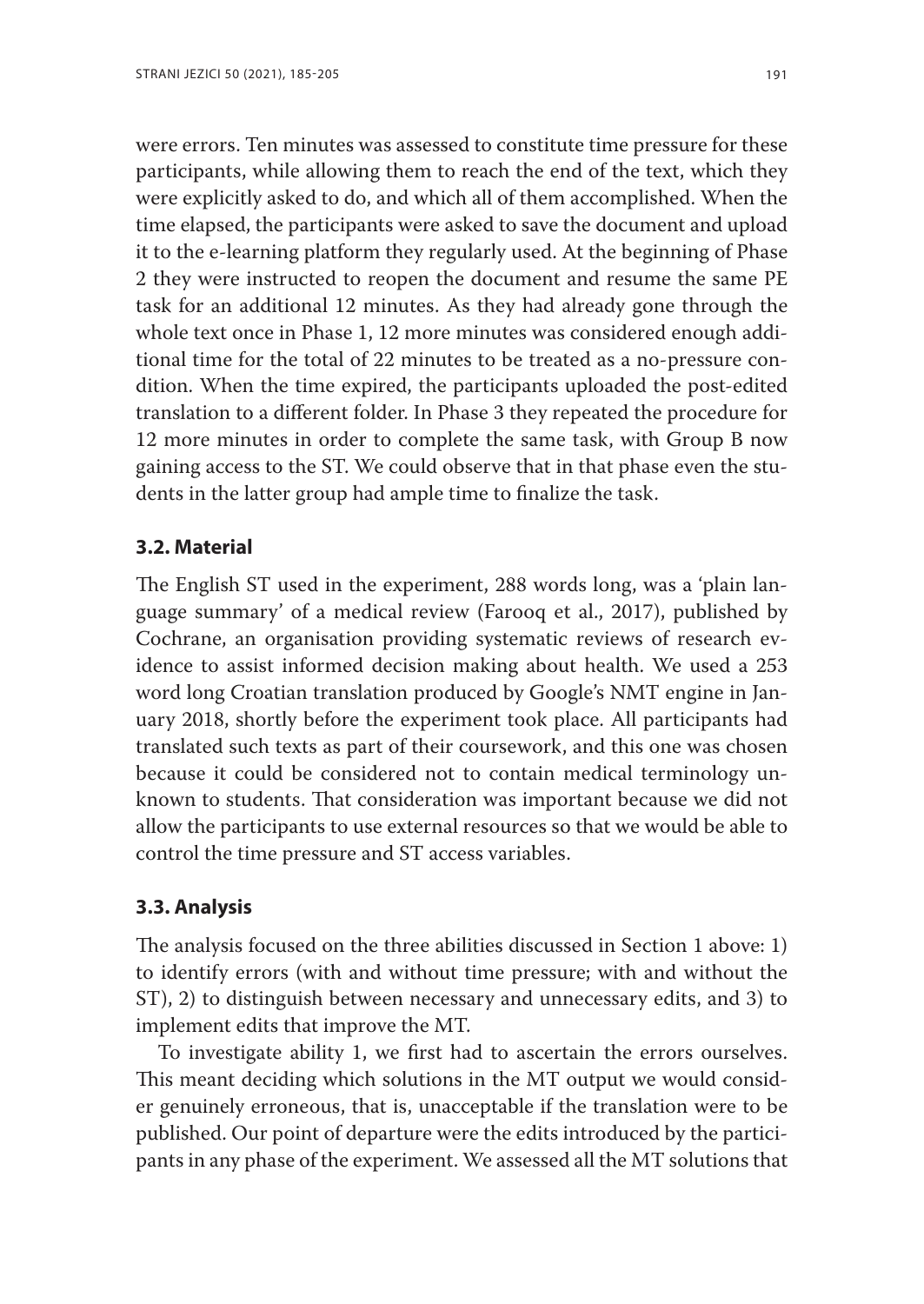were errors. Ten minutes was assessed to constitute time pressure for these participants, while allowing them to reach the end of the text, which they were explicitly asked to do, and which all of them accomplished. When the time elapsed, the participants were asked to save the document and upload it to the e-learning platform they regularly used. At the beginning of Phase 2 they were instructed to reopen the document and resume the same PE task for an additional 12 minutes. As they had already gone through the whole text once in Phase 1, 12 more minutes was considered enough additional time for the total of 22 minutes to be treated as a no-pressure condition. When the time expired, the participants uploaded the post-edited translation to a different folder. In Phase 3 they repeated the procedure for 12 more minutes in order to complete the same task, with Group B now gaining access to the ST. We could observe that in that phase even the students in the latter group had ample time to finalize the task.

### 3.2. Material

The English ST used in the experiment, 288 words long, was a 'plain language summary' of a medical review (Farooq et al., 2017), published by Cochrane, an organisation providing systematic reviews of research evidence to assist informed decision making about health. We used a 253 word long Croatian translation produced by Google's NMT engine in January 2018, shortly before the experiment took place. All participants had translated such texts as part of their coursework, and this one was chosen because it could be considered not to contain medical terminology unknown to students. That consideration was important because we did not allow the participants to use external resources so that we would be able to control the time pressure and ST access variables.

### 3.3. Analysis

The analysis focused on the three abilities discussed in Section 1 above: 1) to identify errors (with and without time pressure; with and without the ST), 2) to distinguish between necessary and unnecessary edits, and 3) to implement edits that improve the MT.

To investigate ability 1, we first had to ascertain the errors ourselves. This meant deciding which solutions in the MT output we would consider genuinely erroneous, that is, unacceptable if the translation were to be published. Our point of departure were the edits introduced by the participants in any phase of the experiment. We assessed all the MT solutions that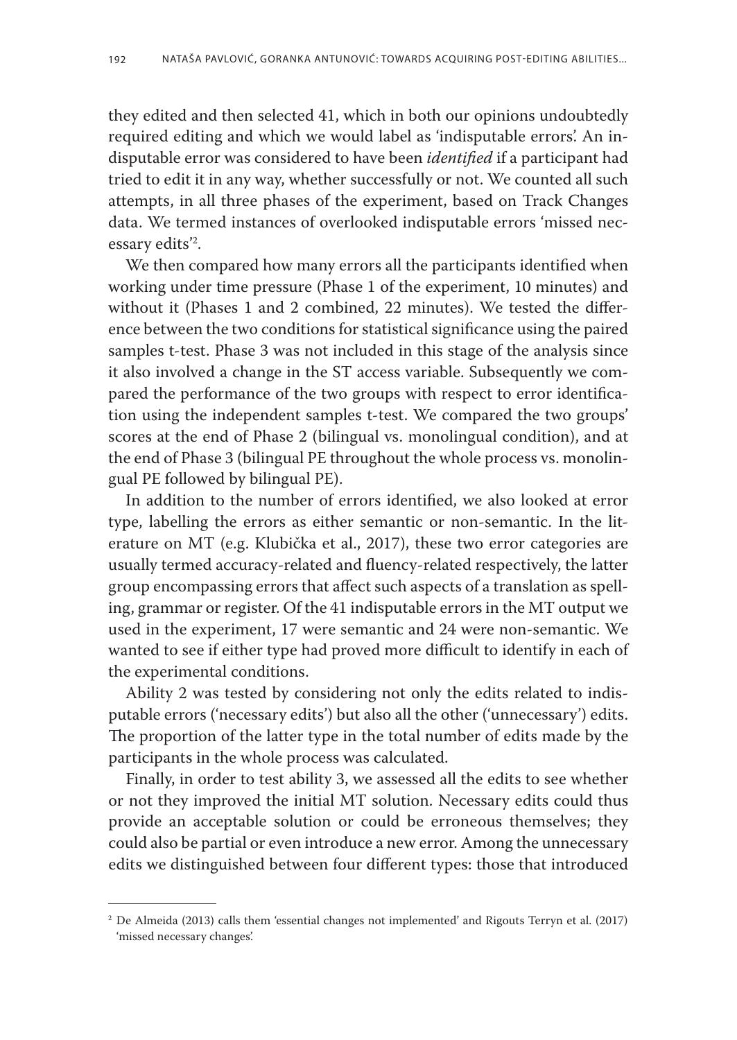they edited and then selected 41, which in both our opinions undoubtedly required editing and which we would label as 'indisputable errors'. An indisputable error was considered to have been *identified* if a participant had tried to edit it in any way, whether successfully or not. We counted all such attempts, in all three phases of the experiment, based on Track Changes data. We termed instances of overlooked indisputable errors 'missed necessary edits'[2].

We then compared how many errors all the participants identified when working under time pressure (Phase 1 of the experiment, 10 minutes) and without it (Phases 1 and 2 combined, 22 minutes). We tested the difference between the two conditions for statistical significance using the paired samples t-test. Phase 3 was not included in this stage of the analysis since it also involved a change in the ST access variable. Subsequently we compared the performance of the two groups with respect to error identification using the independent samples t-test. We compared the two groups' scores at the end of Phase 2 (bilingual vs. monolingual condition), and at the end of Phase 3 (bilingual PE throughout the whole process vs. monolingual PE followed by bilingual PE).

In addition to the number of errors identified, we also looked at error type, labelling the errors as either semantic or non-semantic. In the literature on MT (e.g. Klubička et al., 2017), these two error categories are usually termed accuracy-related and fluency-related respectively, the latter group encompassing errors that affect such aspects of a translation as spelling, grammar or register. Of the 41 indisputable errors in the MT output we used in the experiment, 17 were semantic and 24 were non-semantic. We wanted to see if either type had proved more difficult to identify in each of the experimental conditions.

Ability 2 was tested by considering not only the edits related to indisputable errors ('necessary edits') but also all the other ('unnecessary') edits. The proportion of the latter type in the total number of edits made by the participants in the whole process was calculated.

Finally, in order to test ability 3, we assessed all the edits to see whether or not they improved the initial MT solution. Necessary edits could thus provide an acceptable solution or could be erroneous themselves; they could also be partial or even introduce a new error. Among the unnecessary edits we distinguished between four different types: those that introduced

---

[2] De Almeida (2013) calls them 'essential changes not implemented' and Rigouts Terryn et al. (2017) 'missed necessary changes'.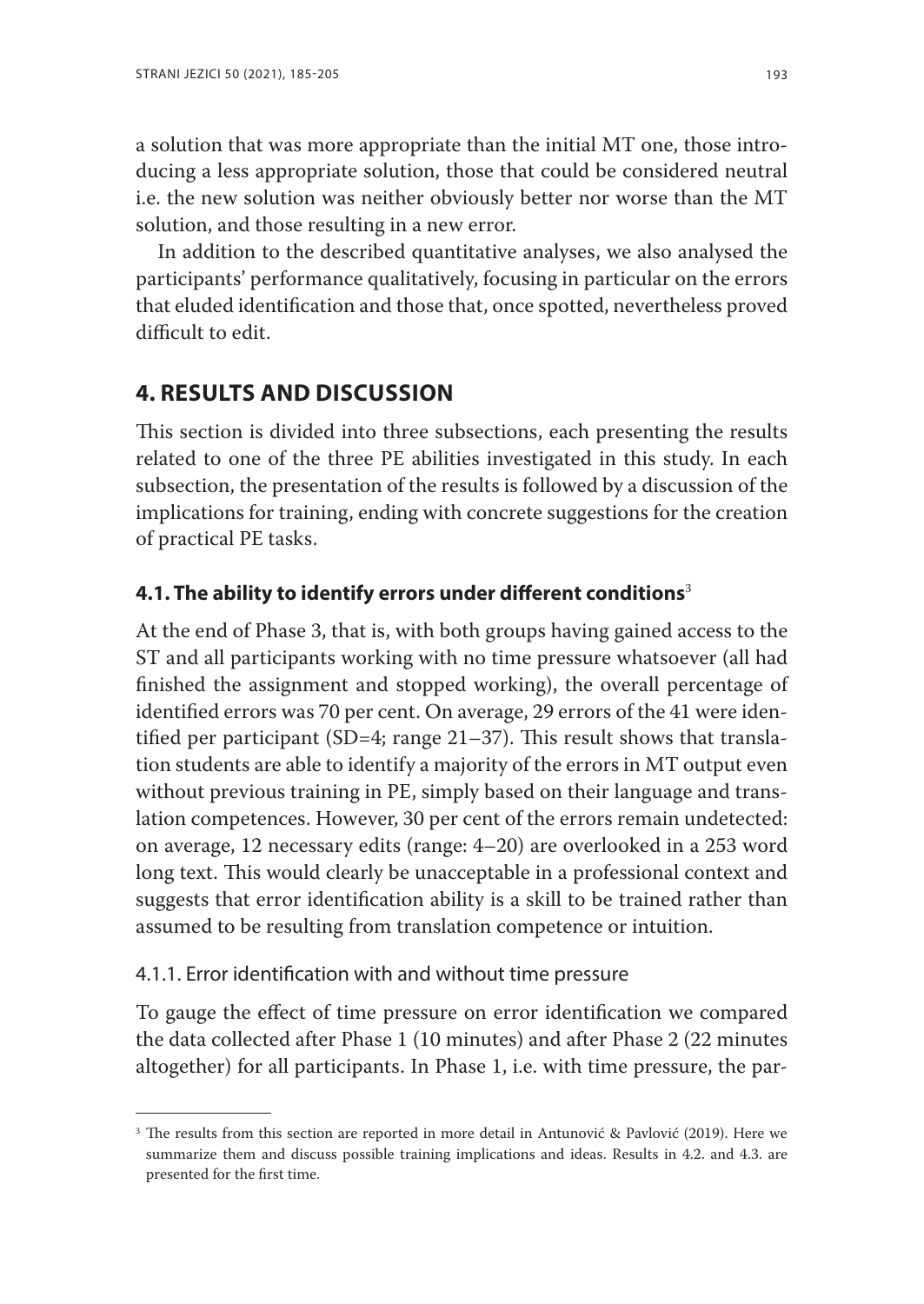a solution that was more appropriate than the initial MT one, those introducing a less appropriate solution, those that could be considered neutral i.e. the new solution was neither obviously better nor worse than the MT solution, and those resulting in a new error.

In addition to the described quantitative analyses, we also analysed the participants' performance qualitatively, focusing in particular on the errors that eluded identification and those that, once spotted, nevertheless proved difficult to edit.

## 4. RESULTS AND DISCUSSION

This section is divided into three subsections, each presenting the results related to one of the three PE abilities investigated in this study. In each subsection, the presentation of the results is followed by a discussion of the implications for training, ending with concrete suggestions for the creation of practical PE tasks.

### 4.1. The ability to identify errors under different conditions[3]

At the end of Phase 3, that is, with both groups having gained access to the ST and all participants working with no time pressure whatsoever (all had finished the assignment and stopped working), the overall percentage of identified errors was 70 per cent. On average, 29 errors of the 41 were identified per participant (SD=4; range 21–37). This result shows that translation students are able to identify a majority of the errors in MT output even without previous training in PE, simply based on their language and translation competences. However, 30 per cent of the errors remain undetected: on average, 12 necessary edits (range: 4–20) are overlooked in a 253 word long text. This would clearly be unacceptable in a professional context and suggests that error identification ability is a skill to be trained rather than assumed to be resulting from translation competence or intuition.

#### 4.1.1. Error identification with and without time pressure

To gauge the effect of time pressure on error identification we compared the data collected after Phase 1 (10 minutes) and after Phase 2 (22 minutes altogether) for all participants. In Phase 1, i.e. with time pressure, the par-

[3] The results from this section are reported in more detail in Antunović & Pavlović (2019). Here we summarize them and discuss possible training implications and ideas. Results in 4.2. and 4.3. are presented for the first time.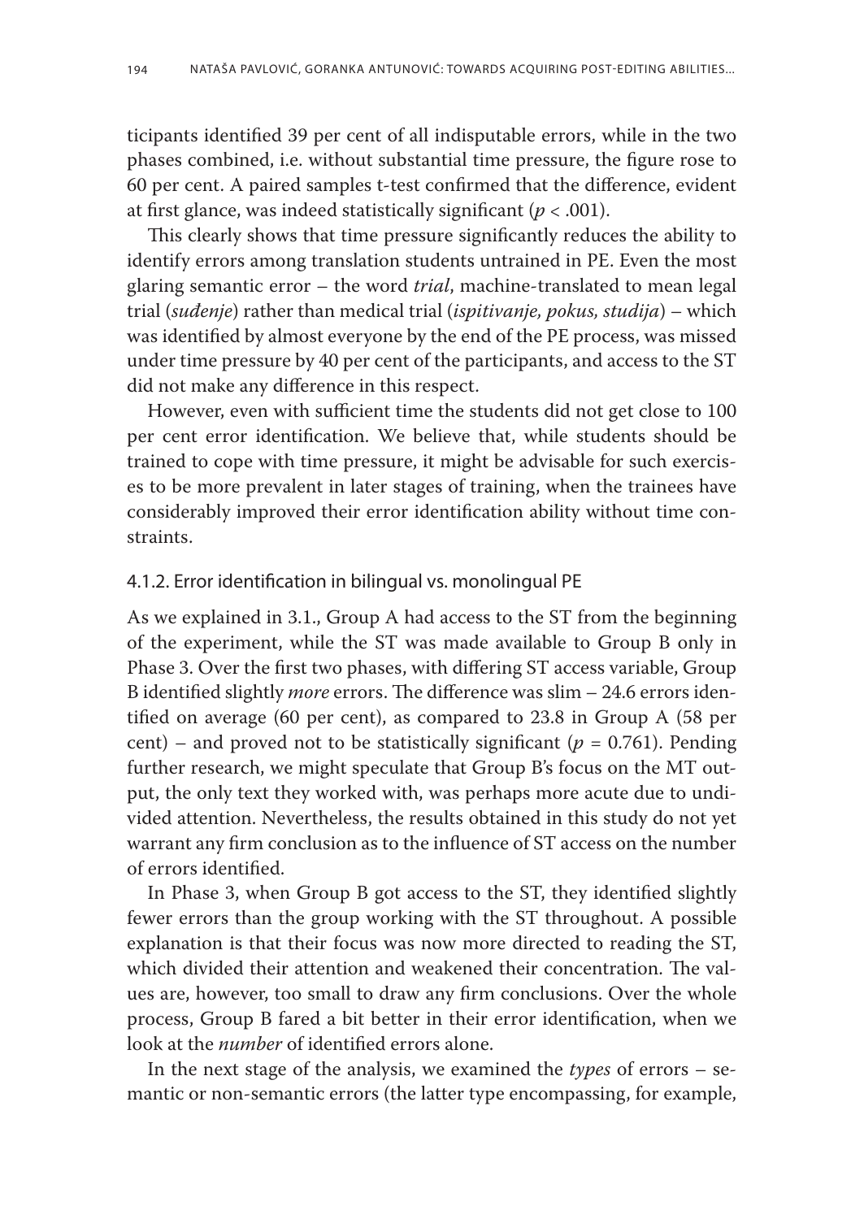ticipants identified 39 per cent of all indisputable errors, while in the two phases combined, i.e. without substantial time pressure, the figure rose to 60 per cent. A paired samples t-test confirmed that the difference, evident at first glance, was indeed statistically significant ($p < .001$).

This clearly shows that time pressure significantly reduces the ability to identify errors among translation students untrained in PE. Even the most glaring semantic error – the word *trial*, machine-translated to mean legal trial (*suđenje*) rather than medical trial (*ispitivanje, pokus, studija*) – which was identified by almost everyone by the end of the PE process, was missed under time pressure by 40 per cent of the participants, and access to the ST did not make any difference in this respect.

However, even with sufficient time the students did not get close to 100 per cent error identification. We believe that, while students should be trained to cope with time pressure, it might be advisable for such exercises to be more prevalent in later stages of training, when the trainees have considerably improved their error identification ability without time constraints.

#### 4.1.2. Error identification in bilingual vs. monolingual PE

As we explained in 3.1., Group A had access to the ST from the beginning of the experiment, while the ST was made available to Group B only in Phase 3. Over the first two phases, with differing ST access variable, Group B identified slightly *more* errors. The difference was slim – 24.6 errors identified on average (60 per cent), as compared to 23.8 in Group A (58 per cent) – and proved not to be statistically significant ($p = 0.761$). Pending further research, we might speculate that Group B's focus on the MT output, the only text they worked with, was perhaps more acute due to undivided attention. Nevertheless, the results obtained in this study do not yet warrant any firm conclusion as to the influence of ST access on the number of errors identified.

In Phase 3, when Group B got access to the ST, they identified slightly fewer errors than the group working with the ST throughout. A possible explanation is that their focus was now more directed to reading the ST, which divided their attention and weakened their concentration. The values are, however, too small to draw any firm conclusions. Over the whole process, Group B fared a bit better in their error identification, when we look at the *number* of identified errors alone.

In the next stage of the analysis, we examined the *types* of errors – semantic or non-semantic errors (the latter type encompassing, for example,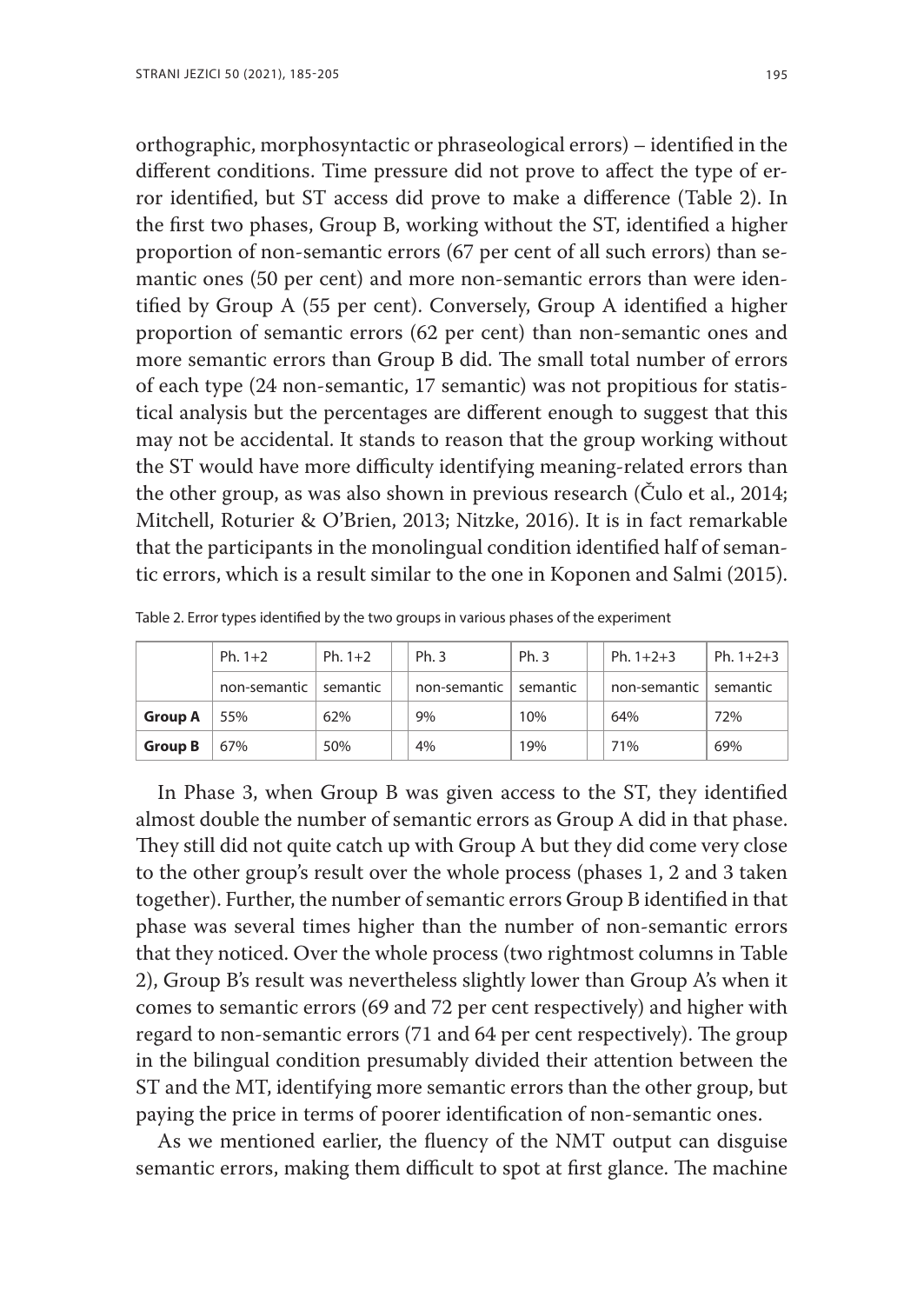orthographic, morphosyntactic or phraseological errors) – identified in the different conditions. Time pressure did not prove to affect the type of error identified, but ST access did prove to make a difference (Table 2). In the first two phases, Group B, working without the ST, identified a higher proportion of non-semantic errors (67 per cent of all such errors) than semantic ones (50 per cent) and more non-semantic errors than were identified by Group A (55 per cent). Conversely, Group A identified a higher proportion of semantic errors (62 per cent) than non-semantic ones and more semantic errors than Group B did. The small total number of errors of each type (24 non-semantic, 17 semantic) was not propitious for statistical analysis but the percentages are different enough to suggest that this may not be accidental. It stands to reason that the group working without the ST would have more difficulty identifying meaning-related errors than the other group, as was also shown in previous research (Čulo et al., 2014; Mitchell, Roturier & O'Brien, 2013; Nitzke, 2016). It is in fact remarkable that the participants in the monolingual condition identified half of semantic errors, which is a result similar to the one in Koponen and Salmi (2015).

Table 2. Error types identified by the two groups in various phases of the experiment

| | Ph. 1+2 | Ph. 1+2 | | Ph. 3 | Ph. 3 | | Ph. 1+2+3 | Ph. 1+2+3 |
|---|---|---|---|---|---|---|---|---|
| | non-semantic | semantic | | non-semantic | semantic | | non-semantic | semantic |
| **Group A** | 55% | 62% | | 9% | 10% | | 64% | 72% |
| **Group B** | 67% | 50% | | 4% | 19% | | 71% | 69% |

In Phase 3, when Group B was given access to the ST, they identified almost double the number of semantic errors as Group A did in that phase. They still did not quite catch up with Group A but they did come very close to the other group's result over the whole process (phases 1, 2 and 3 taken together). Further, the number of semantic errors Group B identified in that phase was several times higher than the number of non-semantic errors that they noticed. Over the whole process (two rightmost columns in Table 2), Group B's result was nevertheless slightly lower than Group A's when it comes to semantic errors (69 and 72 per cent respectively) and higher with regard to non-semantic errors (71 and 64 per cent respectively). The group in the bilingual condition presumably divided their attention between the ST and the MT, identifying more semantic errors than the other group, but paying the price in terms of poorer identification of non-semantic ones.

As we mentioned earlier, the fluency of the NMT output can disguise semantic errors, making them difficult to spot at first glance. The machine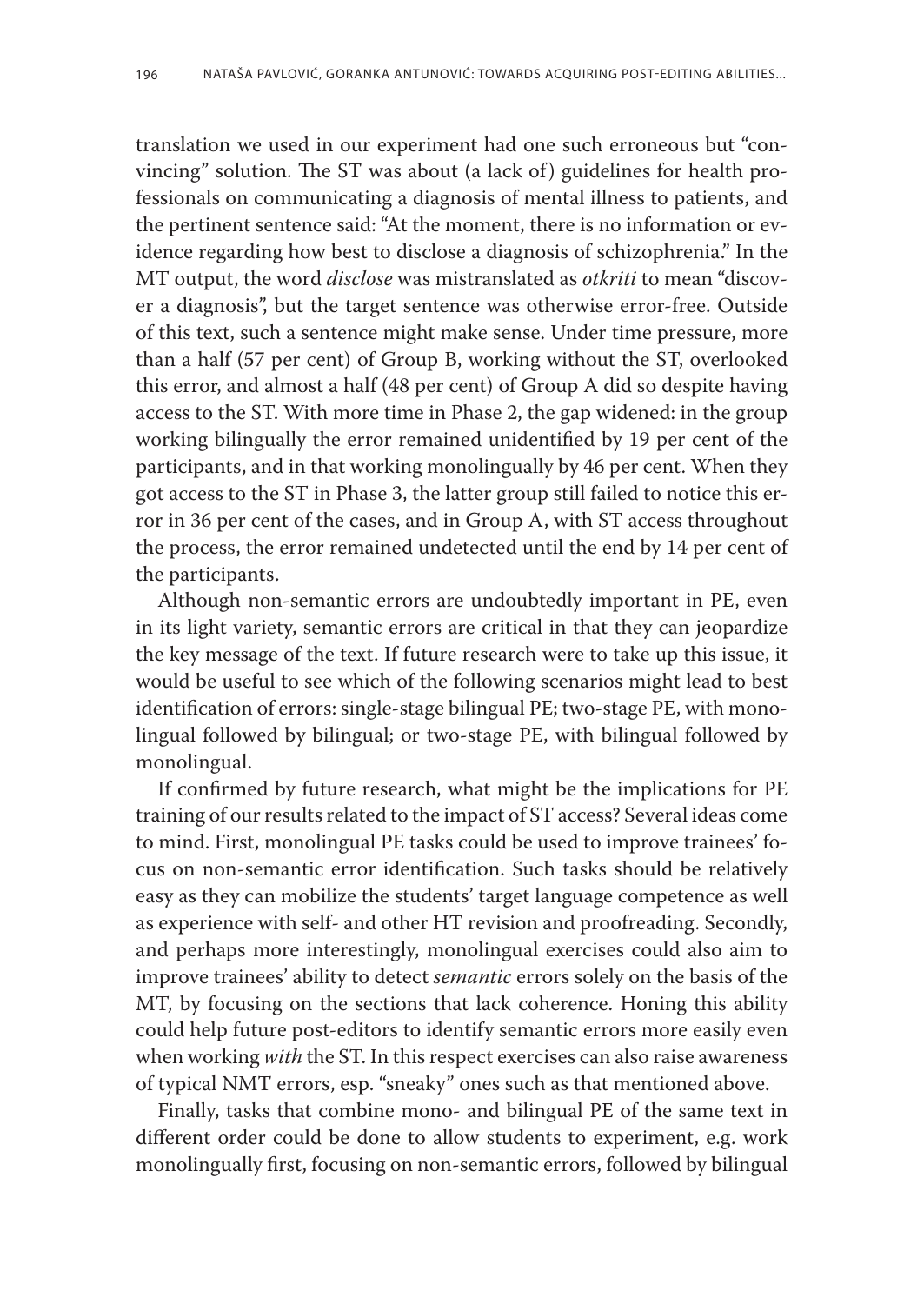translation we used in our experiment had one such erroneous but "convincing" solution. The ST was about (a lack of) guidelines for health professionals on communicating a diagnosis of mental illness to patients, and the pertinent sentence said: "At the moment, there is no information or evidence regarding how best to disclose a diagnosis of schizophrenia." In the MT output, the word *disclose* was mistranslated as *otkriti* to mean "discover a diagnosis", but the target sentence was otherwise error-free. Outside of this text, such a sentence might make sense. Under time pressure, more than a half (57 per cent) of Group B, working without the ST, overlooked this error, and almost a half (48 per cent) of Group A did so despite having access to the ST. With more time in Phase 2, the gap widened: in the group working bilingually the error remained unidentified by 19 per cent of the participants, and in that working monolingually by 46 per cent. When they got access to the ST in Phase 3, the latter group still failed to notice this error in 36 per cent of the cases, and in Group A, with ST access throughout the process, the error remained undetected until the end by 14 per cent of the participants.

Although non-semantic errors are undoubtedly important in PE, even in its light variety, semantic errors are critical in that they can jeopardize the key message of the text. If future research were to take up this issue, it would be useful to see which of the following scenarios might lead to best identification of errors: single-stage bilingual PE; two-stage PE, with monolingual followed by bilingual; or two-stage PE, with bilingual followed by monolingual.

If confirmed by future research, what might be the implications for PE training of our results related to the impact of ST access? Several ideas come to mind. First, monolingual PE tasks could be used to improve trainees' focus on non-semantic error identification. Such tasks should be relatively easy as they can mobilize the students' target language competence as well as experience with self- and other HT revision and proofreading. Secondly, and perhaps more interestingly, monolingual exercises could also aim to improve trainees' ability to detect *semantic* errors solely on the basis of the MT, by focusing on the sections that lack coherence. Honing this ability could help future post-editors to identify semantic errors more easily even when working *with* the ST. In this respect exercises can also raise awareness of typical NMT errors, esp. "sneaky" ones such as that mentioned above.

Finally, tasks that combine mono- and bilingual PE of the same text in different order could be done to allow students to experiment, e.g. work monolingually first, focusing on non-semantic errors, followed by bilingual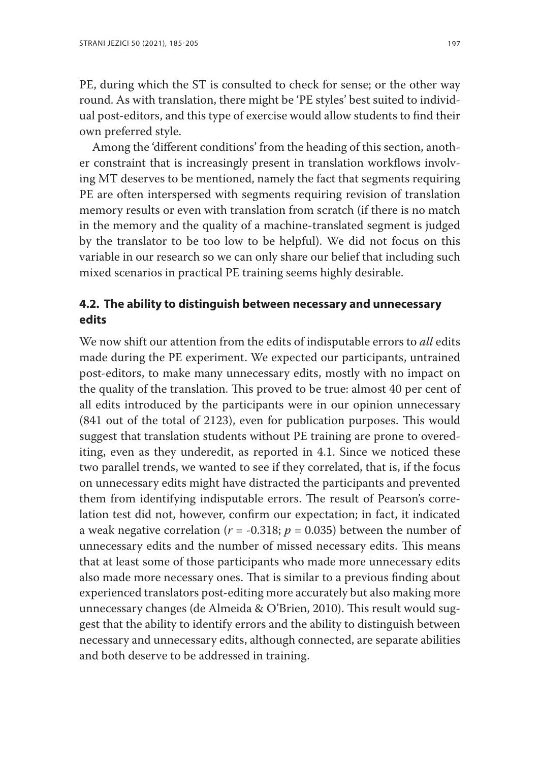PE, during which the ST is consulted to check for sense; or the other way round. As with translation, there might be 'PE styles' best suited to individual post-editors, and this type of exercise would allow students to find their own preferred style.

Among the 'different conditions' from the heading of this section, another constraint that is increasingly present in translation workflows involving MT deserves to be mentioned, namely the fact that segments requiring PE are often interspersed with segments requiring revision of translation memory results or even with translation from scratch (if there is no match in the memory and the quality of a machine-translated segment is judged by the translator to be too low to be helpful). We did not focus on this variable in our research so we can only share our belief that including such mixed scenarios in practical PE training seems highly desirable.

### 4.2. The ability to distinguish between necessary and unnecessary edits

We now shift our attention from the edits of indisputable errors to *all* edits made during the PE experiment. We expected our participants, untrained post-editors, to make many unnecessary edits, mostly with no impact on the quality of the translation. This proved to be true: almost 40 per cent of all edits introduced by the participants were in our opinion unnecessary (841 out of the total of 2123), even for publication purposes. This would suggest that translation students without PE training are prone to overediting, even as they underedit, as reported in 4.1. Since we noticed these two parallel trends, we wanted to see if they correlated, that is, if the focus on unnecessary edits might have distracted the participants and prevented them from identifying indisputable errors. The result of Pearson's correlation test did not, however, confirm our expectation; in fact, it indicated a weak negative correlation ($r$ = -0.318; $p$ = 0.035) between the number of unnecessary edits and the number of missed necessary edits. This means that at least some of those participants who made more unnecessary edits also made more necessary ones. That is similar to a previous finding about experienced translators post-editing more accurately but also making more unnecessary changes (de Almeida & O'Brien, 2010). This result would suggest that the ability to identify errors and the ability to distinguish between necessary and unnecessary edits, although connected, are separate abilities and both deserve to be addressed in training.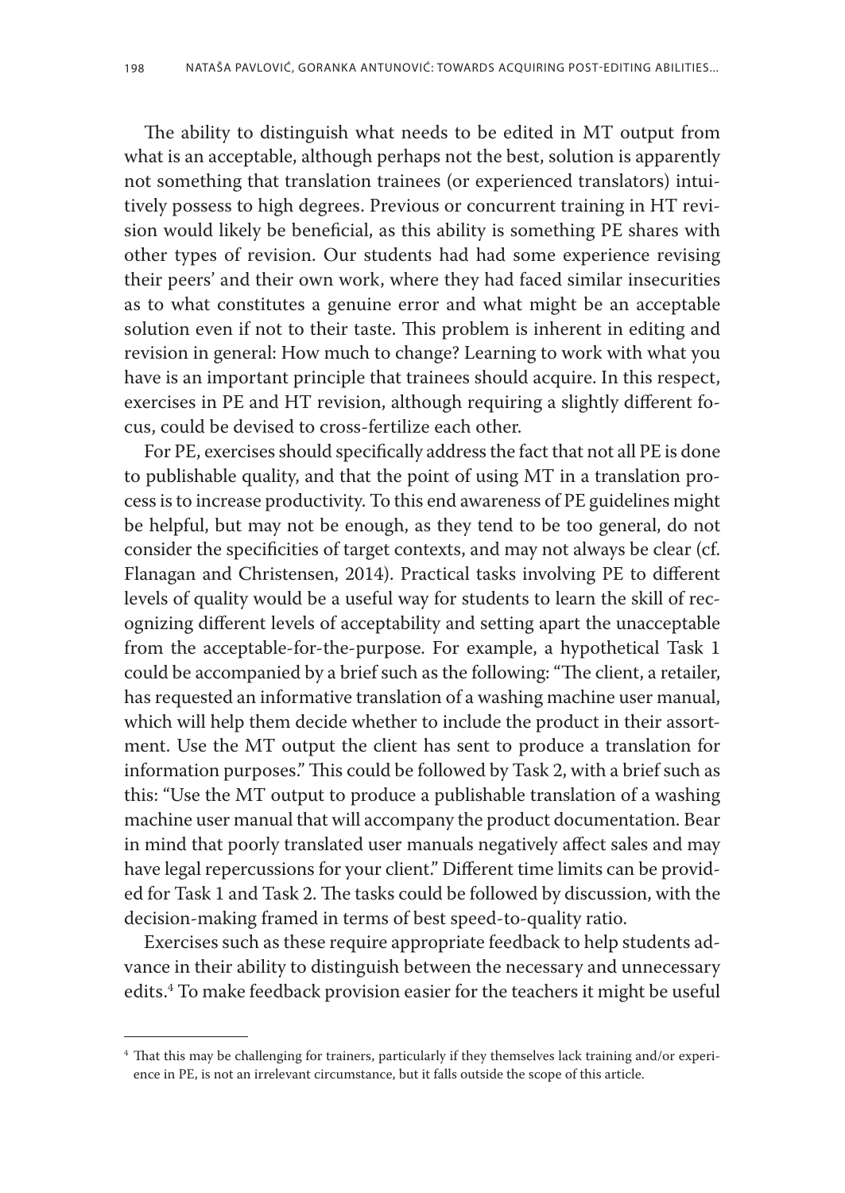The ability to distinguish what needs to be edited in MT output from what is an acceptable, although perhaps not the best, solution is apparently not something that translation trainees (or experienced translators) intuitively possess to high degrees. Previous or concurrent training in HT revision would likely be beneficial, as this ability is something PE shares with other types of revision. Our students had had some experience revising their peers' and their own work, where they had faced similar insecurities as to what constitutes a genuine error and what might be an acceptable solution even if not to their taste. This problem is inherent in editing and revision in general: How much to change? Learning to work with what you have is an important principle that trainees should acquire. In this respect, exercises in PE and HT revision, although requiring a slightly different focus, could be devised to cross-fertilize each other.

For PE, exercises should specifically address the fact that not all PE is done to publishable quality, and that the point of using MT in a translation process is to increase productivity. To this end awareness of PE guidelines might be helpful, but may not be enough, as they tend to be too general, do not consider the specificities of target contexts, and may not always be clear (cf. Flanagan and Christensen, 2014). Practical tasks involving PE to different levels of quality would be a useful way for students to learn the skill of recognizing different levels of acceptability and setting apart the unacceptable from the acceptable-for-the-purpose. For example, a hypothetical Task 1 could be accompanied by a brief such as the following: "The client, a retailer, has requested an informative translation of a washing machine user manual, which will help them decide whether to include the product in their assortment. Use the MT output the client has sent to produce a translation for information purposes." This could be followed by Task 2, with a brief such as this: "Use the MT output to produce a publishable translation of a washing machine user manual that will accompany the product documentation. Bear in mind that poorly translated user manuals negatively affect sales and may have legal repercussions for your client." Different time limits can be provided for Task 1 and Task 2. The tasks could be followed by discussion, with the decision-making framed in terms of best speed-to-quality ratio.

Exercises such as these require appropriate feedback to help students advance in their ability to distinguish between the necessary and unnecessary edits.[4] To make feedback provision easier for the teachers it might be useful

[4] That this may be challenging for trainers, particularly if they themselves lack training and/or experience in PE, is not an irrelevant circumstance, but it falls outside the scope of this article.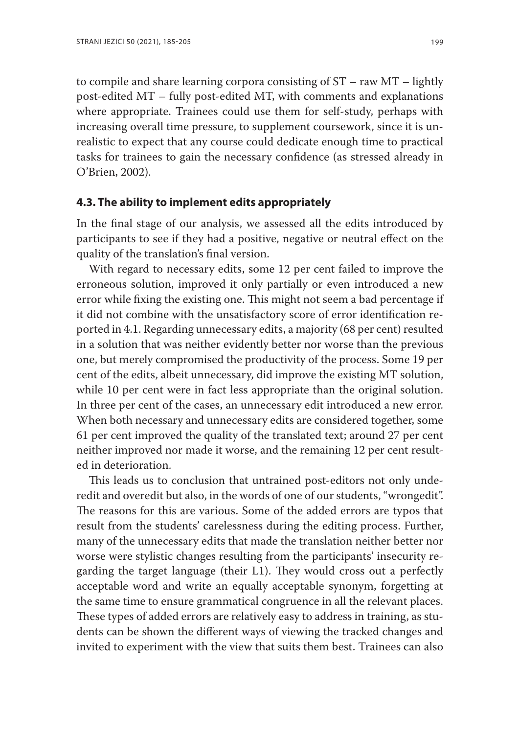to compile and share learning corpora consisting of ST – raw MT – lightly post-edited MT – fully post-edited MT, with comments and explanations where appropriate. Trainees could use them for self-study, perhaps with increasing overall time pressure, to supplement coursework, since it is unrealistic to expect that any course could dedicate enough time to practical tasks for trainees to gain the necessary confidence (as stressed already in O'Brien, 2002).

### 4.3. The ability to implement edits appropriately

In the final stage of our analysis, we assessed all the edits introduced by participants to see if they had a positive, negative or neutral effect on the quality of the translation's final version.

With regard to necessary edits, some 12 per cent failed to improve the erroneous solution, improved it only partially or even introduced a new error while fixing the existing one. This might not seem a bad percentage if it did not combine with the unsatisfactory score of error identification reported in 4.1. Regarding unnecessary edits, a majority (68 per cent) resulted in a solution that was neither evidently better nor worse than the previous one, but merely compromised the productivity of the process. Some 19 per cent of the edits, albeit unnecessary, did improve the existing MT solution, while 10 per cent were in fact less appropriate than the original solution. In three per cent of the cases, an unnecessary edit introduced a new error. When both necessary and unnecessary edits are considered together, some 61 per cent improved the quality of the translated text; around 27 per cent neither improved nor made it worse, and the remaining 12 per cent resulted in deterioration.

This leads us to conclusion that untrained post-editors not only underedit and overedit but also, in the words of one of our students, "wrongedit". The reasons for this are various. Some of the added errors are typos that result from the students' carelessness during the editing process. Further, many of the unnecessary edits that made the translation neither better nor worse were stylistic changes resulting from the participants' insecurity regarding the target language (their L1). They would cross out a perfectly acceptable word and write an equally acceptable synonym, forgetting at the same time to ensure grammatical congruence in all the relevant places. These types of added errors are relatively easy to address in training, as students can be shown the different ways of viewing the tracked changes and invited to experiment with the view that suits them best. Trainees can also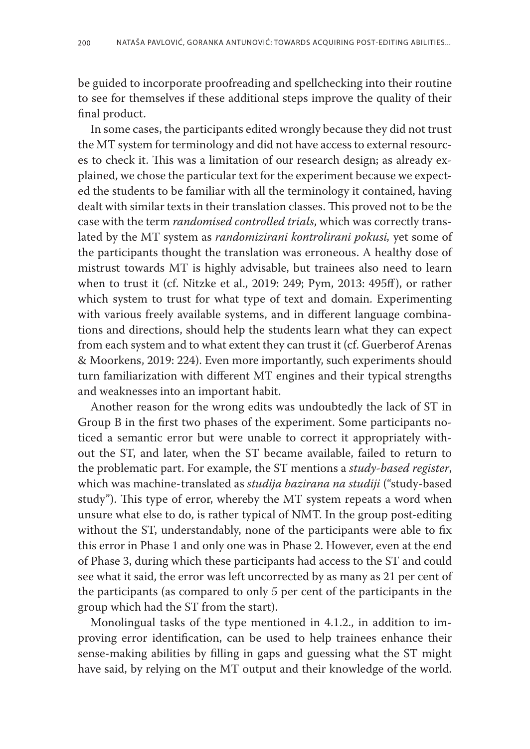be guided to incorporate proofreading and spellchecking into their routine to see for themselves if these additional steps improve the quality of their final product.

In some cases, the participants edited wrongly because they did not trust the MT system for terminology and did not have access to external resources to check it. This was a limitation of our research design; as already explained, we chose the particular text for the experiment because we expected the students to be familiar with all the terminology it contained, having dealt with similar texts in their translation classes. This proved not to be the case with the term *randomised controlled trials*, which was correctly translated by the MT system as *randomizirani kontrolirani pokusi,* yet some of the participants thought the translation was erroneous. A healthy dose of mistrust towards MT is highly advisable, but trainees also need to learn when to trust it (cf. Nitzke et al., 2019: 249; Pym, 2013: 495ff), or rather which system to trust for what type of text and domain. Experimenting with various freely available systems, and in different language combinations and directions, should help the students learn what they can expect from each system and to what extent they can trust it (cf. Guerberof Arenas & Moorkens, 2019: 224). Even more importantly, such experiments should turn familiarization with different MT engines and their typical strengths and weaknesses into an important habit.

Another reason for the wrong edits was undoubtedly the lack of ST in Group B in the first two phases of the experiment. Some participants noticed a semantic error but were unable to correct it appropriately without the ST, and later, when the ST became available, failed to return to the problematic part. For example, the ST mentions a *study-based register*, which was machine-translated as *studija bazirana na studiji* ("study-based study"). This type of error, whereby the MT system repeats a word when unsure what else to do, is rather typical of NMT. In the group post-editing without the ST, understandably, none of the participants were able to fix this error in Phase 1 and only one was in Phase 2. However, even at the end of Phase 3, during which these participants had access to the ST and could see what it said, the error was left uncorrected by as many as 21 per cent of the participants (as compared to only 5 per cent of the participants in the group which had the ST from the start).

Monolingual tasks of the type mentioned in 4.1.2., in addition to improving error identification, can be used to help trainees enhance their sense-making abilities by filling in gaps and guessing what the ST might have said, by relying on the MT output and their knowledge of the world.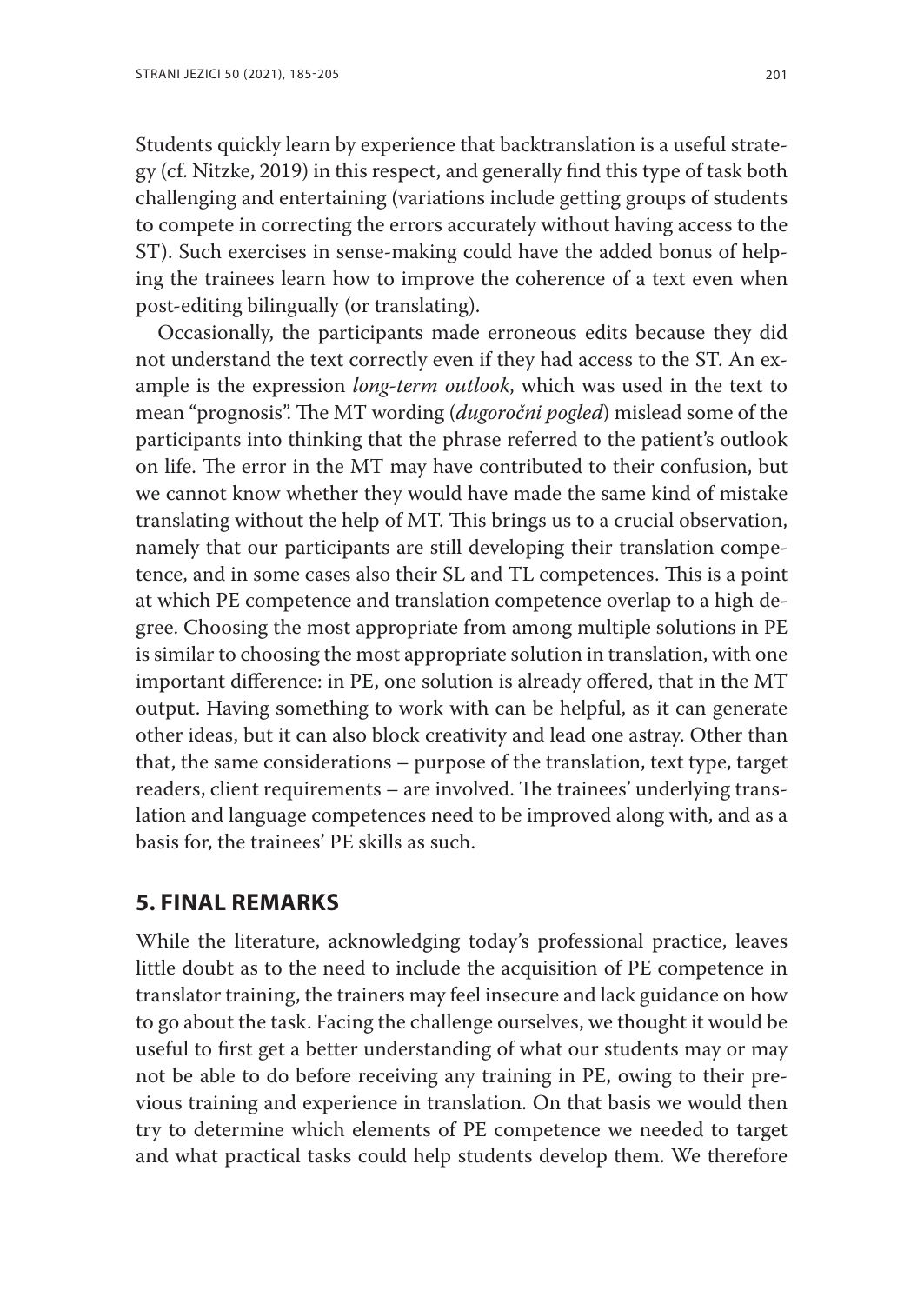Students quickly learn by experience that backtranslation is a useful strategy (cf. Nitzke, 2019) in this respect, and generally find this type of task both challenging and entertaining (variations include getting groups of students to compete in correcting the errors accurately without having access to the ST). Such exercises in sense-making could have the added bonus of helping the trainees learn how to improve the coherence of a text even when post-editing bilingually (or translating).

Occasionally, the participants made erroneous edits because they did not understand the text correctly even if they had access to the ST. An example is the expression *long-term outlook*, which was used in the text to mean "prognosis". The MT wording (*dugoročni pogled*) mislead some of the participants into thinking that the phrase referred to the patient's outlook on life. The error in the MT may have contributed to their confusion, but we cannot know whether they would have made the same kind of mistake translating without the help of MT. This brings us to a crucial observation, namely that our participants are still developing their translation competence, and in some cases also their SL and TL competences. This is a point at which PE competence and translation competence overlap to a high degree. Choosing the most appropriate from among multiple solutions in PE is similar to choosing the most appropriate solution in translation, with one important difference: in PE, one solution is already offered, that in the MT output. Having something to work with can be helpful, as it can generate other ideas, but it can also block creativity and lead one astray. Other than that, the same considerations – purpose of the translation, text type, target readers, client requirements – are involved. The trainees' underlying translation and language competences need to be improved along with, and as a basis for, the trainees' PE skills as such.

## 5. FINAL REMARKS

While the literature, acknowledging today's professional practice, leaves little doubt as to the need to include the acquisition of PE competence in translator training, the trainers may feel insecure and lack guidance on how to go about the task. Facing the challenge ourselves, we thought it would be useful to first get a better understanding of what our students may or may not be able to do before receiving any training in PE, owing to their previous training and experience in translation. On that basis we would then try to determine which elements of PE competence we needed to target and what practical tasks could help students develop them. We therefore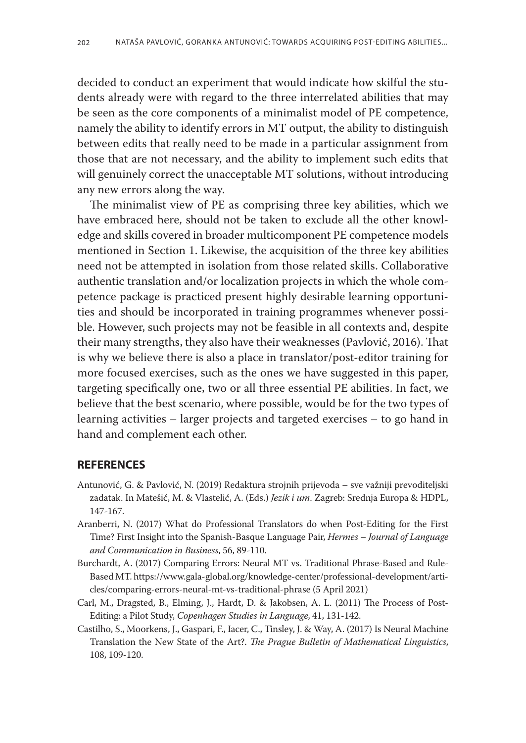decided to conduct an experiment that would indicate how skilful the students already were with regard to the three interrelated abilities that may be seen as the core components of a minimalist model of PE competence, namely the ability to identify errors in MT output, the ability to distinguish between edits that really need to be made in a particular assignment from those that are not necessary, and the ability to implement such edits that will genuinely correct the unacceptable MT solutions, without introducing any new errors along the way.

The minimalist view of PE as comprising three key abilities, which we have embraced here, should not be taken to exclude all the other knowledge and skills covered in broader multicomponent PE competence models mentioned in Section 1. Likewise, the acquisition of the three key abilities need not be attempted in isolation from those related skills. Collaborative authentic translation and/or localization projects in which the whole competence package is practiced present highly desirable learning opportunities and should be incorporated in training programmes whenever possible. However, such projects may not be feasible in all contexts and, despite their many strengths, they also have their weaknesses (Pavlović, 2016). That is why we believe there is also a place in translator/post-editor training for more focused exercises, such as the ones we have suggested in this paper, targeting specifically one, two or all three essential PE abilities. In fact, we believe that the best scenario, where possible, would be for the two types of learning activities – larger projects and targeted exercises – to go hand in hand and complement each other.

## REFERENCES

Antunović, G. & Pavlović, N. (2019) Redaktura strojnih prijevoda – sve važniji prevoditeljski zadatak. In Matešić, M. & Vlastelić, A. (Eds.) *Jezik i um*. Zagreb: Srednja Europa & HDPL, 147-167.

Aranberri, N. (2017) What do Professional Translators do when Post-Editing for the First Time? First Insight into the Spanish-Basque Language Pair, *Hermes – Journal of Language and Communication in Business*, 56, 89-110.

Burchardt, A. (2017) Comparing Errors: Neural MT vs. Traditional Phrase-Based and Rule-Based MT. https://www.gala-global.org/knowledge-center/professional-development/articles/comparing-errors-neural-mt-vs-traditional-phrase (5 April 2021)

Carl, M., Dragsted, B., Elming, J., Hardt, D. & Jakobsen, A. L. (2011) The Process of Post-Editing: a Pilot Study, *Copenhagen Studies in Language*, 41, 131-142.

Castilho, S., Moorkens, J., Gaspari, F., Iacer, C., Tinsley, J. & Way, A. (2017) Is Neural Machine Translation the New State of the Art?. *The Prague Bulletin of Mathematical Linguistics*, 108, 109-120.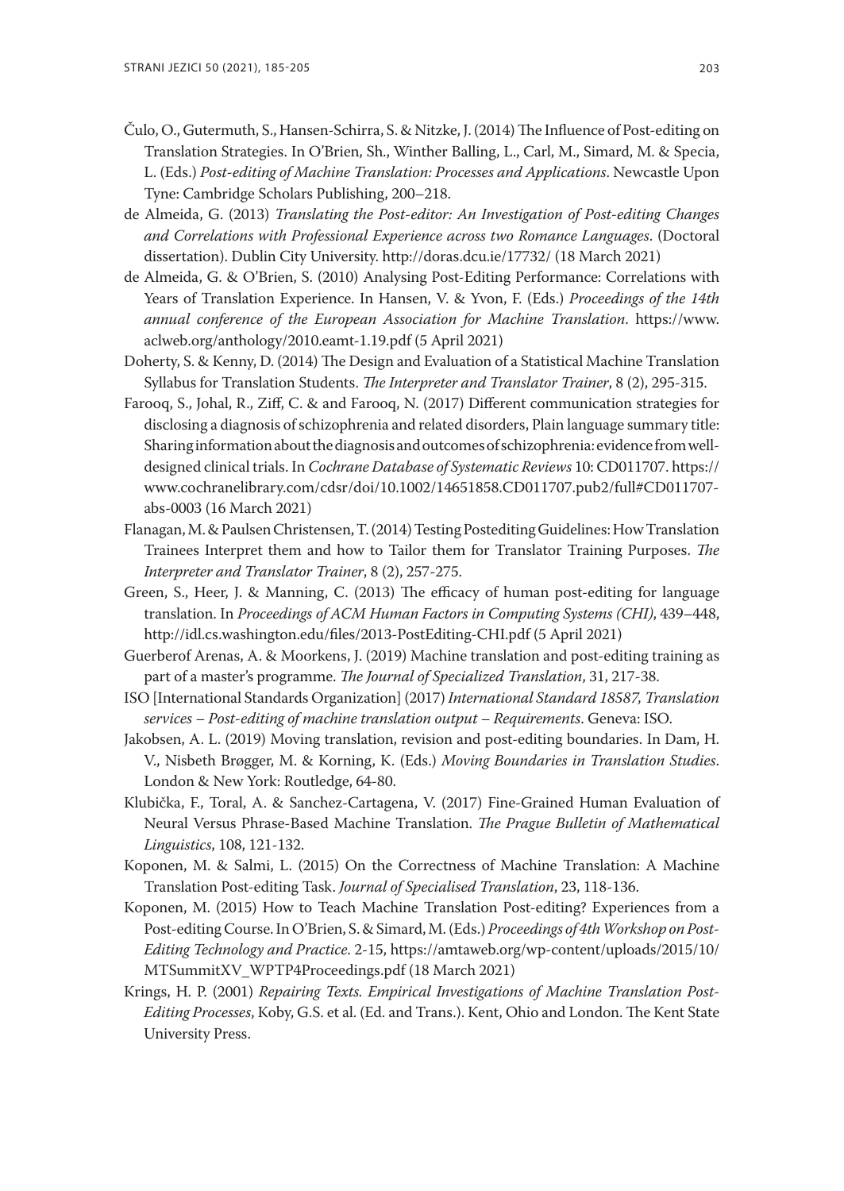Čulo, O., Gutermuth, S., Hansen-Schirra, S. & Nitzke, J. (2014) The Influence of Post-editing on Translation Strategies. In O'Brien, Sh., Winther Balling, L., Carl, M., Simard, M. & Specia, L. (Eds.) *Post-editing of Machine Translation: Processes and Applications*. Newcastle Upon Tyne: Cambridge Scholars Publishing, 200–218.

de Almeida, G. (2013) *Translating the Post-editor: An Investigation of Post-editing Changes and Correlations with Professional Experience across two Romance Languages.* (Doctoral dissertation). Dublin City University. http://doras.dcu.ie/17732/ (18 March 2021)

de Almeida, G. & O'Brien, S. (2010) Analysing Post-Editing Performance: Correlations with Years of Translation Experience. In Hansen, V. & Yvon, F. (Eds.) *Proceedings of the 14th annual conference of the European Association for Machine Translation*. https://www.aclweb.org/anthology/2010.eamt-1.19.pdf (5 April 2021)

Doherty, S. & Kenny, D. (2014) The Design and Evaluation of a Statistical Machine Translation Syllabus for Translation Students. *The Interpreter and Translator Trainer*, 8 (2), 295-315.

Farooq, S., Johal, R., Ziff, C. & and Farooq, N. (2017) Different communication strategies for disclosing a diagnosis of schizophrenia and related disorders, Plain language summary title: Sharing information about the diagnosis and outcomes of schizophrenia: evidence from well-designed clinical trials. In *Cochrane Database of Systematic Reviews* 10: CD011707. https://www.cochranelibrary.com/cdsr/doi/10.1002/14651858.CD011707.pub2/full#CD011707-abs-0003 (16 March 2021)

Flanagan, M. & Paulsen Christensen, T. (2014) Testing Postediting Guidelines: How Translation Trainees Interpret them and how to Tailor them for Translator Training Purposes. *The Interpreter and Translator Trainer*, 8 (2), 257-275.

Green, S., Heer, J. & Manning, C. (2013) The efficacy of human post-editing for language translation. In *Proceedings of ACM Human Factors in Computing Systems (CHI)*, 439–448, http://idl.cs.washington.edu/files/2013-PostEditing-CHI.pdf (5 April 2021)

Guerberof Arenas, A. & Moorkens, J. (2019) Machine translation and post-editing training as part of a master's programme. *The Journal of Specialized Translation*, 31, 217-38.

ISO [International Standards Organization] (2017) *International Standard 18587, Translation services – Post-editing of machine translation output – Requirements*. Geneva: ISO.

Jakobsen, A. L. (2019) Moving translation, revision and post-editing boundaries. In Dam, H. V., Nisbeth Brøgger, M. & Korning, K. (Eds.) *Moving Boundaries in Translation Studies*. London & New York: Routledge, 64-80.

Klubička, F., Toral, A. & Sanchez-Cartagena, V. (2017) Fine-Grained Human Evaluation of Neural Versus Phrase-Based Machine Translation. *The Prague Bulletin of Mathematical Linguistics*, 108, 121-132.

Koponen, M. & Salmi, L. (2015) On the Correctness of Machine Translation: A Machine Translation Post-editing Task. *Journal of Specialised Translation*, 23, 118-136.

Koponen, M. (2015) How to Teach Machine Translation Post-editing? Experiences from a Post-editing Course. In O'Brien, S. & Simard, M. (Eds.) *Proceedings of 4th Workshop on Post-Editing Technology and Practice*. 2-15, https://amtaweb.org/wp-content/uploads/2015/10/MTSummitXV_WPTP4Proceedings.pdf (18 March 2021)

Krings, H. P. (2001) *Repairing Texts. Empirical Investigations of Machine Translation Post-Editing Processes*, Koby, G.S. et al. (Ed. and Trans.). Kent, Ohio and London. The Kent State University Press.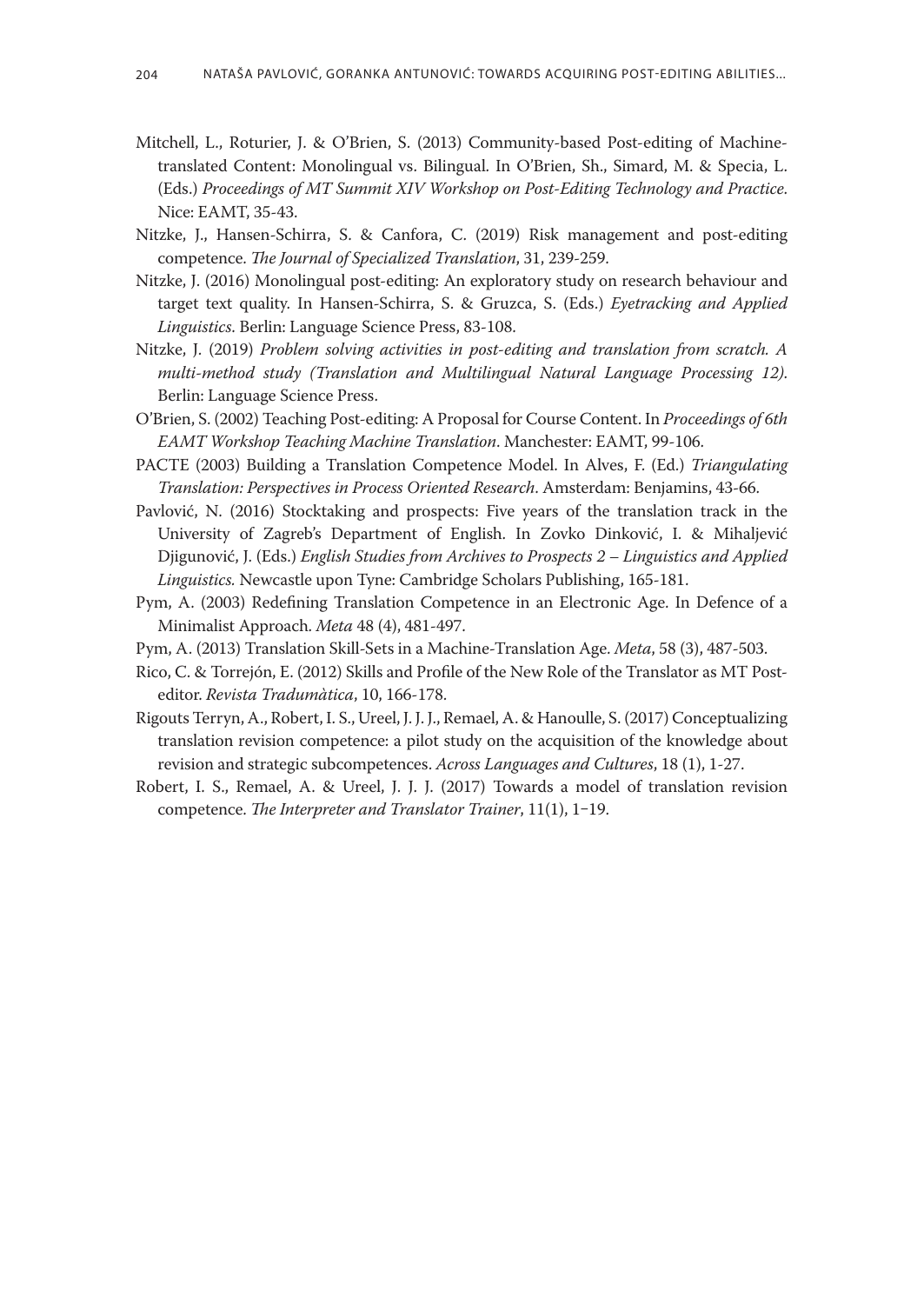Mitchell, L., Roturier, J. & O'Brien, S. (2013) Community-based Post-editing of Machine-translated Content: Monolingual vs. Bilingual. In O'Brien, Sh., Simard, M. & Specia, L. (Eds.) *Proceedings of MT Summit XIV Workshop on Post-Editing Technology and Practice*. Nice: EAMT, 35-43.

Nitzke, J., Hansen-Schirra, S. & Canfora, C. (2019) Risk management and post-editing competence. *The Journal of Specialized Translation*, 31, 239-259.

Nitzke, J. (2016) Monolingual post-editing: An exploratory study on research behaviour and target text quality. In Hansen-Schirra, S. & Gruzca, S. (Eds.) *Eyetracking and Applied Linguistics*. Berlin: Language Science Press, 83-108.

Nitzke, J. (2019) *Problem solving activities in post-editing and translation from scratch. A multi-method study (Translation and Multilingual Natural Language Processing 12).* Berlin: Language Science Press.

O'Brien, S. (2002) Teaching Post-editing: A Proposal for Course Content. In *Proceedings of 6th EAMT Workshop Teaching Machine Translation*. Manchester: EAMT, 99-106.

PACTE (2003) Building a Translation Competence Model. In Alves, F. (Ed.) *Triangulating Translation: Perspectives in Process Oriented Research*. Amsterdam: Benjamins, 43-66.

Pavlović, N. (2016) Stocktaking and prospects: Five years of the translation track in the University of Zagreb's Department of English. In Zovko Dinković, I. & Mihaljević Djigunović, J. (Eds.) *English Studies from Archives to Prospects 2 – Linguistics and Applied Linguistics.* Newcastle upon Tyne: Cambridge Scholars Publishing, 165-181.

Pym, A. (2003) Redefining Translation Competence in an Electronic Age. In Defence of a Minimalist Approach. *Meta* 48 (4), 481-497.

Pym, A. (2013) Translation Skill-Sets in a Machine-Translation Age. *Meta*, 58 (3), 487-503.

Rico, C. & Torrejón, E. (2012) Skills and Profile of the New Role of the Translator as MT Post-editor. *Revista Tradumàtica*, 10, 166-178.

Rigouts Terryn, A., Robert, I. S., Ureel, J. J. J., Remael, A. & Hanoulle, S. (2017) Conceptualizing translation revision competence: a pilot study on the acquisition of the knowledge about revision and strategic subcompetences. *Across Languages and Cultures*, 18 (1), 1-27.

Robert, I. S., Remael, A. & Ureel, J. J. J. (2017) Towards a model of translation revision competence. *The Interpreter and Translator Trainer*, 11(1), 1−19.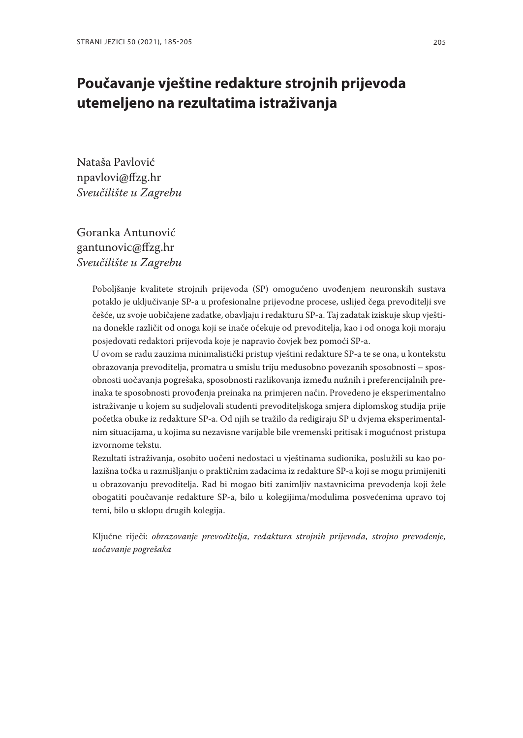# Poučavanje vještine redakture strojnih prijevoda utemeljeno na rezultatima istraživanja

Nataša Pavlović  
npavlovi@ffzg.hr  
*Sveučilište u Zagrebu*

Goranka Antunović  
gantunovic@ffzg.hr  
*Sveučilište u Zagrebu*

Poboljšanje kvalitete strojnih prijevoda (SP) omogućeno uvođenjem neuronskih sustava potaklo je uključivanje SP-a u profesionalne prijevodne procese, uslijed čega prevoditelji sve češće, uz svoje uobičajene zadatke, obavljaju i redakturu SP-a. Taj zadatak iziskuje skup vještina donekle različit od onoga koji se inače očekuje od prevoditelja, kao i od onoga koji moraju posjedovati redaktori prijevoda koje je napravio čovjek bez pomoći SP-a.

U ovom se radu zauzima minimalistički pristup vještini redakture SP-a te se ona, u kontekstu obrazovanja prevoditelja, promatra u smislu triju međusobno povezanih sposobnosti – sposobnosti uočavanja pogrešaka, sposobnosti razlikovanja između nužnih i preferencijalnih preinaka te sposobnosti provođenja preinaka na primjeren način. Provedeno je eksperimentalno istraživanje u kojem su sudjelovali studenti prevoditeljskoga smjera diplomskog studija prije početka obuke iz redakture SP-a. Od njih se tražilo da redigiraju SP u dvjema eksperimentalnim situacijama, u kojima su nezavisne varijable bile vremenski pritisak i mogućnost pristupa izvornome tekstu.

Rezultati istraživanja, osobito uočeni nedostaci u vještinama sudionika, poslužili su kao polazišna točka u razmišljanju o praktičnim zadacima iz redakture SP-a koji se mogu primijeniti u obrazovanju prevoditelja. Rad bi mogao biti zanimljiv nastavnicima prevođenja koji žele obogatiti poučavanje redakture SP-a, bilo u kolegijima/modulima posvećenima upravo toj temi, bilo u sklopu drugih kolegija.

Ključne riječi: *obrazovanje prevoditelja, redaktura strojnih prijevoda, strojno prevođenje, uočavanje pogrešaka*